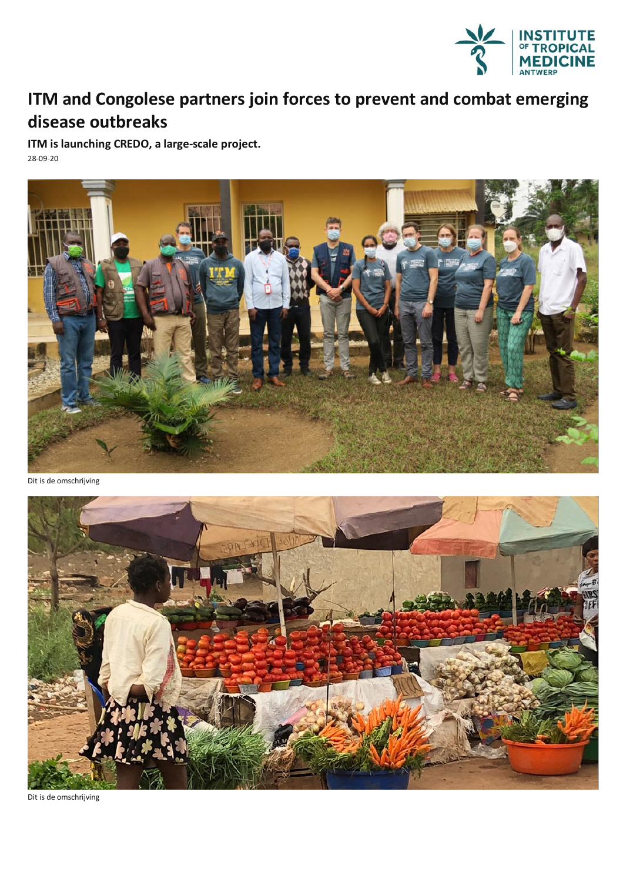# ITM and Congolese partners join forces to prevent and combat emerging disease outbreaks

**ITM is launching CREDO, a large-scale project.**

28-09-20

Dit is de omschrijving

Dit is de omschrijving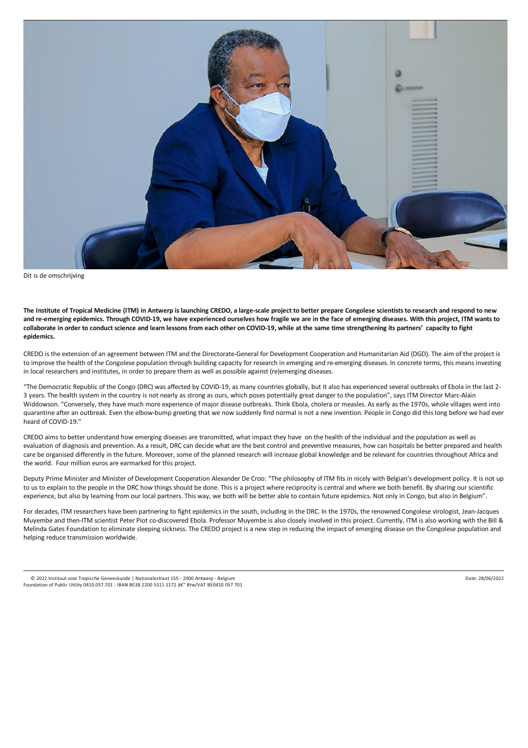Dit is de omschrijving

**The Institute of Tropical Medicine (ITM) in Antwerp is launching CREDO, a large-scale project to better prepare Congolese scientists to research and respond to new and re-emerging epidemics. Through COVID-19, we have experienced ourselves how fragile we are in the face of emerging diseases. With this project, ITM wants to collaborate in order to conduct science and learn lessons from each other on COVID-19, while at the same time strengthening its partners' capacity to fight epidemics.**

CREDO is the extension of an agreement between ITM and the Directorate-General for Development Cooperation and Humanitarian Aid (DGD). The aim of the project is to improve the health of the Congolese population through building capacity for research in emerging and re-emerging diseases. In concrete terms, this means investing in local researchers and institutes, in order to prepare them as well as possible against (re)emerging diseases.

"The Democratic Republic of the Congo (DRC) was affected by COVID-19, as many countries globally, but it also has experienced several outbreaks of Ebola in the last 2-3 years. The health system in the country is not nearly as strong as ours, which poses potentially great danger to the population", says ITM Director Marc-Alain Widdowson. "Conversely, they have much more experience of major disease outbreaks. Think Ebola, cholera or measles. As early as the 1970s, whole villages went into quarantine after an outbreak. Even the elbow-bump greeting that we now suddenly find normal is not a new invention. People in Congo did this long before we had ever heard of COVID-19."

CREDO aims to better understand how emerging diseases are transmitted, what impact they have on the health of the individual and the population as well as evaluation of diagnosis and prevention. As a result, DRC can decide what are the best control and preventive measures, how can hospitals be better prepared and health care be organised differently in the future. Moreover, some of the planned research will increase global knowledge and be relevant for countries throughout Africa and the world. Four million euros are earmarked for this project.

Deputy Prime Minister and Minister of Development Cooperation Alexander De Croo: "The philosophy of ITM fits in nicely with Belgian's development policy. It is not up to us to explain to the people in the DRC how things should be done. This is a project where reciprocity is central and where we both benefit. By sharing our scientific experience, but also by learning from our local partners. This way, we both will be better able to contain future epidemics. Not only in Congo, but also in Belgium".

For decades, ITM researchers have been partnering to fight epidemics in the south, including in the DRC. In the 1970s, the renowned Congolese virologist, Jean-Jacques Muyembe and then-ITM scientist Peter Piot co-discovered Ebola. Professor Muyembe is also closely involved in this project. Currently, ITM is also working with the Bill & Melinda Gates Foundation to eliminate sleeping sickness. The CREDO project is a new step in reducing the impact of emerging disease on the Congolese population and helping reduce transmission worldwide.